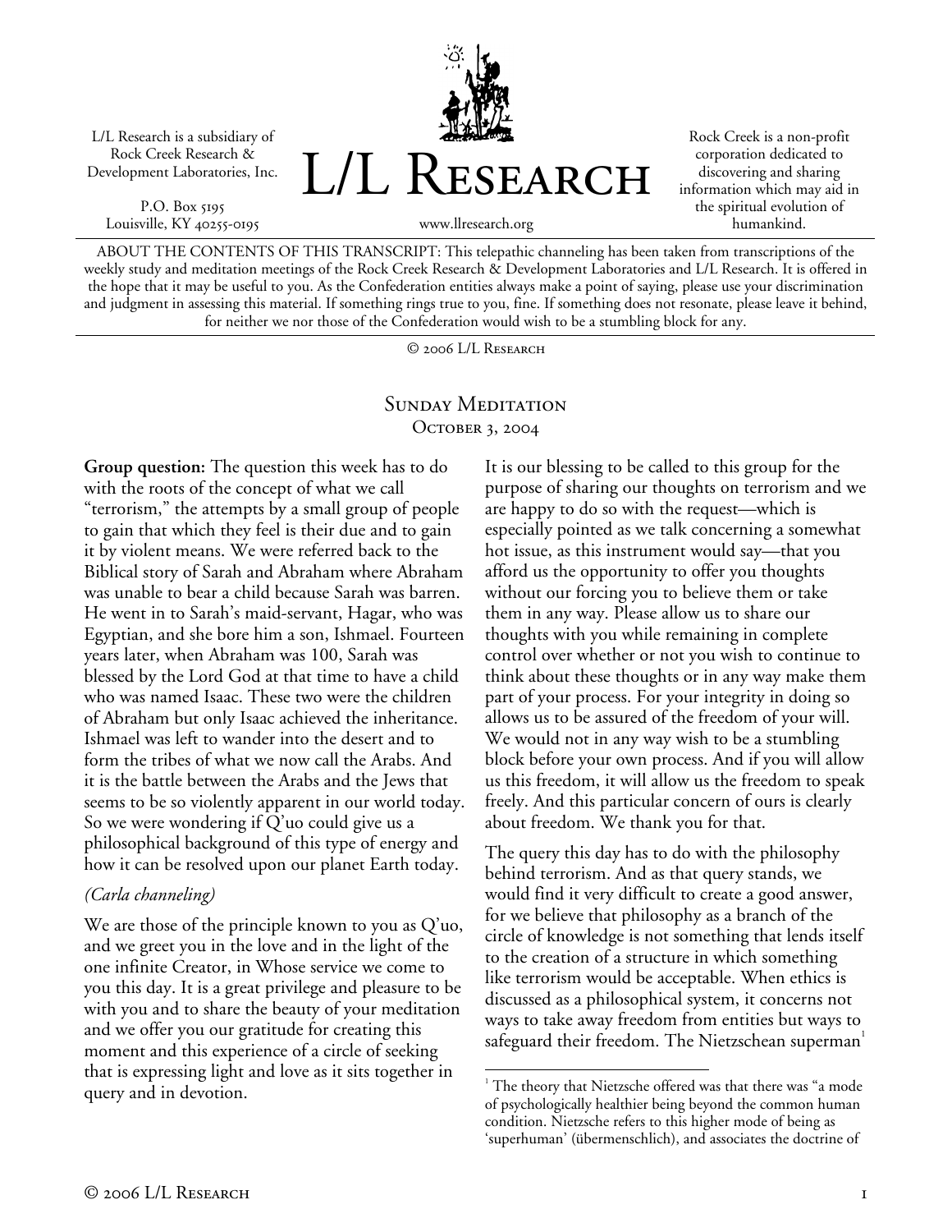L/L Research is a subsidiary of Rock Creek Research & Development Laboratories, Inc.

P.O. Box 5195
Louisville, KY 40255-0195

# L/L Research

www.llresearch.org

Rock Creek is a non-profit corporation dedicated to discovering and sharing information which may aid in the spiritual evolution of humankind.

ABOUT THE CONTENTS OF THIS TRANSCRIPT: This telepathic channeling has been taken from transcriptions of the weekly study and meditation meetings of the Rock Creek Research & Development Laboratories and L/L Research. It is offered in the hope that it may be useful to you. As the Confederation entities always make a point of saying, please use your discrimination and judgment in assessing this material. If something rings true to you, fine. If something does not resonate, please leave it behind, for neither we nor those of the Confederation would wish to be a stumbling block for any.

© 2006 L/L Research

## Sunday Meditation
### October 3, 2004

**Group question:** The question this week has to do with the roots of the concept of what we call "terrorism," the attempts by a small group of people to gain that which they feel is their due and to gain it by violent means. We were referred back to the Biblical story of Sarah and Abraham where Abraham was unable to bear a child because Sarah was barren. He went in to Sarah's maid-servant, Hagar, who was Egyptian, and she bore him a son, Ishmael. Fourteen years later, when Abraham was 100, Sarah was blessed by the Lord God at that time to have a child who was named Isaac. These two were the children of Abraham but only Isaac achieved the inheritance. Ishmael was left to wander into the desert and to form the tribes of what we now call the Arabs. And it is the battle between the Arabs and the Jews that seems to be so violently apparent in our world today. So we were wondering if Q'uo could give us a philosophical background of this type of energy and how it can be resolved upon our planet Earth today.

*(Carla channeling)*

We are those of the principle known to you as Q'uo, and we greet you in the love and in the light of the one infinite Creator, in Whose service we come to you this day. It is a great privilege and pleasure to be with you and to share the beauty of your meditation and we offer you our gratitude for creating this moment and this experience of a circle of seeking that is expressing light and love as it sits together in query and in devotion.

It is our blessing to be called to this group for the purpose of sharing our thoughts on terrorism and we are happy to do so with the request—which is especially pointed as we talk concerning a somewhat hot issue, as this instrument would say—that you afford us the opportunity to offer you thoughts without our forcing you to believe them or take them in any way. Please allow us to share our thoughts with you while remaining in complete control over whether or not you wish to continue to think about these thoughts or in any way make them part of your process. For your integrity in doing so allows us to be assured of the freedom of your will. We would not in any way wish to be a stumbling block before your own process. And if you will allow us this freedom, it will allow us the freedom to speak freely. And this particular concern of ours is clearly about freedom. We thank you for that.

The query this day has to do with the philosophy behind terrorism. And as that query stands, we would find it very difficult to create a good answer, for we believe that philosophy as a branch of the circle of knowledge is not something that lends itself to the creation of a structure in which something like terrorism would be acceptable. When ethics is discussed as a philosophical system, it concerns not ways to take away freedom from entities but ways to safeguard their freedom. The Nietzschean superman[1]

[1] The theory that Nietzsche offered was that there was "a mode of psychologically healthier being beyond the common human condition. Nietzsche refers to this higher mode of being as 'superhuman' (übermenschlich), and associates the doctrine of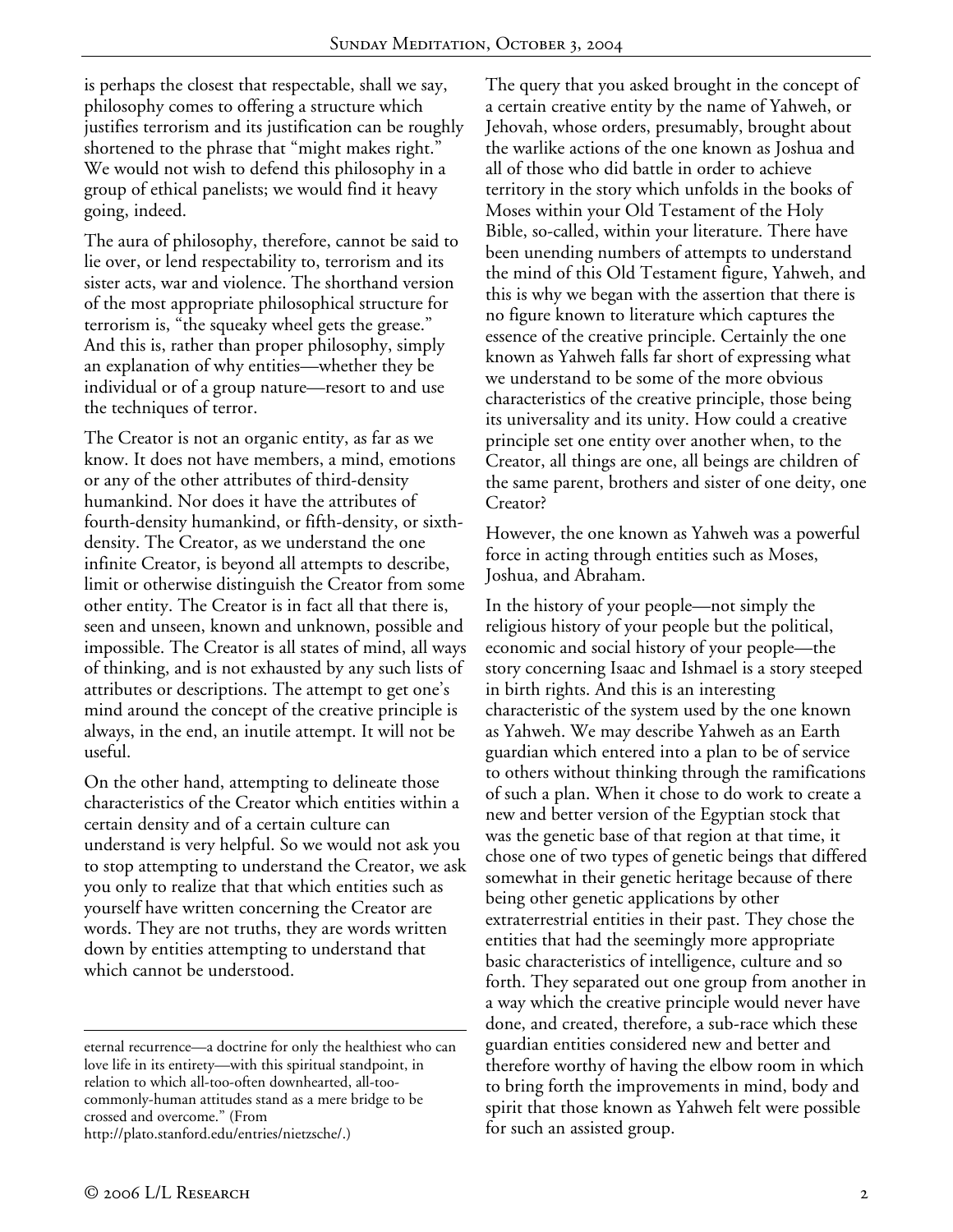is perhaps the closest that respectable, shall we say, philosophy comes to offering a structure which justifies terrorism and its justification can be roughly shortened to the phrase that "might makes right." We would not wish to defend this philosophy in a group of ethical panelists; we would find it heavy going, indeed.

The aura of philosophy, therefore, cannot be said to lie over, or lend respectability to, terrorism and its sister acts, war and violence. The shorthand version of the most appropriate philosophical structure for terrorism is, "the squeaky wheel gets the grease." And this is, rather than proper philosophy, simply an explanation of why entities—whether they be individual or of a group nature—resort to and use the techniques of terror.

The Creator is not an organic entity, as far as we know. It does not have members, a mind, emotions or any of the other attributes of third-density humankind. Nor does it have the attributes of fourth-density humankind, or fifth-density, or sixth-density. The Creator, as we understand the one infinite Creator, is beyond all attempts to describe, limit or otherwise distinguish the Creator from some other entity. The Creator is in fact all that there is, seen and unseen, known and unknown, possible and impossible. The Creator is all states of mind, all ways of thinking, and is not exhausted by any such lists of attributes or descriptions. The attempt to get one's mind around the concept of the creative principle is always, in the end, an inutile attempt. It will not be useful.

On the other hand, attempting to delineate those characteristics of the Creator which entities within a certain density and of a certain culture can understand is very helpful. So we would not ask you to stop attempting to understand the Creator, we ask you only to realize that that which entities such as yourself have written concerning the Creator are words. They are not truths, they are words written down by entities attempting to understand that which cannot be understood.

eternal recurrence—a doctrine for only the healthiest who can love life in its entirety—with this spiritual standpoint, in relation to which all-too-often downhearted, all-too-commonly-human attitudes stand as a mere bridge to be crossed and overcome." (From http://plato.stanford.edu/entries/nietzsche/.)

The query that you asked brought in the concept of a certain creative entity by the name of Yahweh, or Jehovah, whose orders, presumably, brought about the warlike actions of the one known as Joshua and all of those who did battle in order to achieve territory in the story which unfolds in the books of Moses within your Old Testament of the Holy Bible, so-called, within your literature. There have been unending numbers of attempts to understand the mind of this Old Testament figure, Yahweh, and this is why we began with the assertion that there is no figure known to literature which captures the essence of the creative principle. Certainly the one known as Yahweh falls far short of expressing what we understand to be some of the more obvious characteristics of the creative principle, those being its universality and its unity. How could a creative principle set one entity over another when, to the Creator, all things are one, all beings are children of the same parent, brothers and sister of one deity, one Creator?

However, the one known as Yahweh was a powerful force in acting through entities such as Moses, Joshua, and Abraham.

In the history of your people—not simply the religious history of your people but the political, economic and social history of your people—the story concerning Isaac and Ishmael is a story steeped in birth rights. And this is an interesting characteristic of the system used by the one known as Yahweh. We may describe Yahweh as an Earth guardian which entered into a plan to be of service to others without thinking through the ramifications of such a plan. When it chose to do work to create a new and better version of the Egyptian stock that was the genetic base of that region at that time, it chose one of two types of genetic beings that differed somewhat in their genetic heritage because of there being other genetic applications by other extraterrestrial entities in their past. They chose the entities that had the seemingly more appropriate basic characteristics of intelligence, culture and so forth. They separated out one group from another in a way which the creative principle would never have done, and created, therefore, a sub-race which these guardian entities considered new and better and therefore worthy of having the elbow room in which to bring forth the improvements in mind, body and spirit that those known as Yahweh felt were possible for such an assisted group.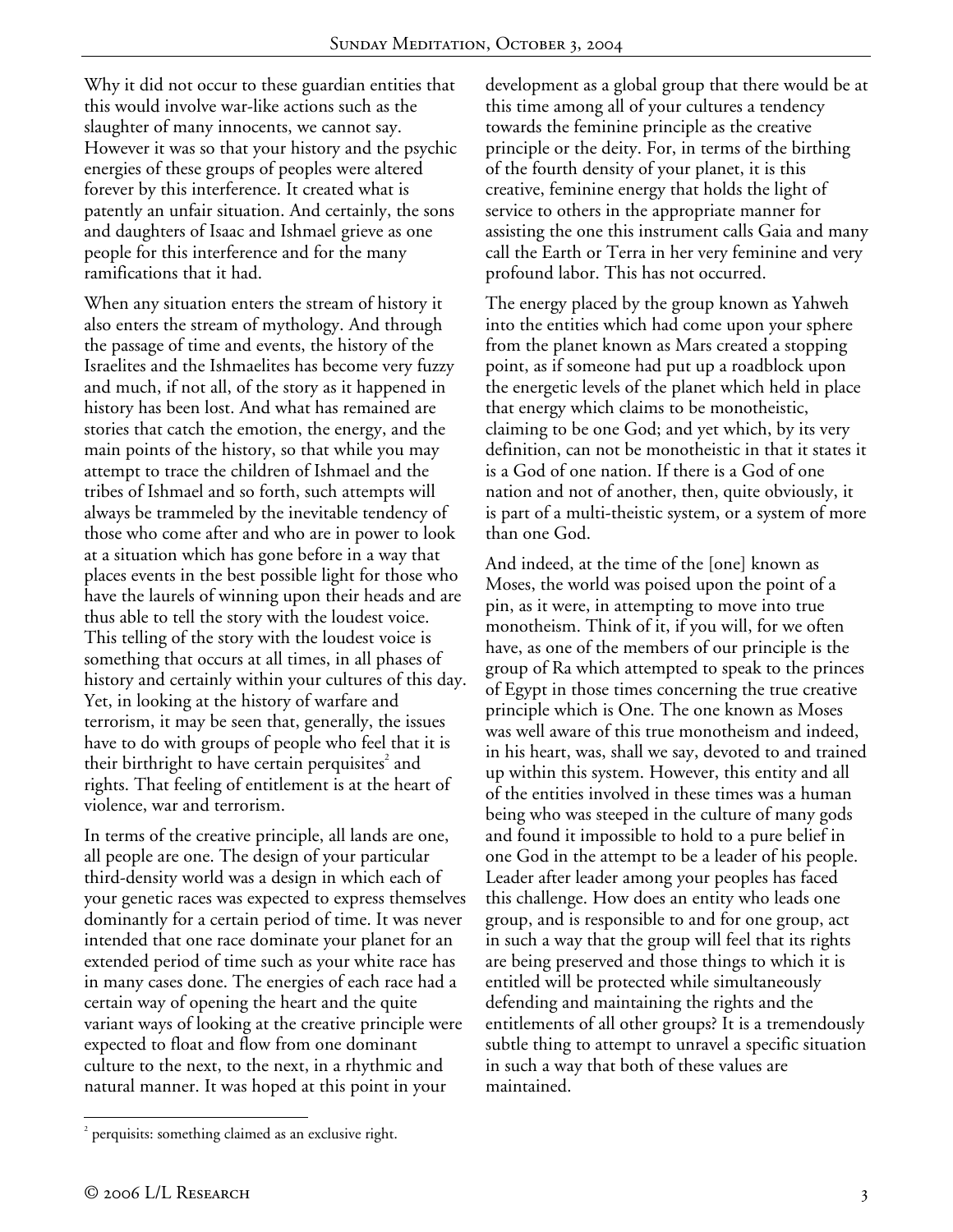Why it did not occur to these guardian entities that this would involve war-like actions such as the slaughter of many innocents, we cannot say. However it was so that your history and the psychic energies of these groups of peoples were altered forever by this interference. It created what is patently an unfair situation. And certainly, the sons and daughters of Isaac and Ishmael grieve as one people for this interference and for the many ramifications that it had.

When any situation enters the stream of history it also enters the stream of mythology. And through the passage of time and events, the history of the Israelites and the Ishmaelites has become very fuzzy and much, if not all, of the story as it happened in history has been lost. And what has remained are stories that catch the emotion, the energy, and the main points of the history, so that while you may attempt to trace the children of Ishmael and the tribes of Ishmael and so forth, such attempts will always be trammeled by the inevitable tendency of those who come after and who are in power to look at a situation which has gone before in a way that places events in the best possible light for those who have the laurels of winning upon their heads and are thus able to tell the story with the loudest voice. This telling of the story with the loudest voice is something that occurs at all times, in all phases of history and certainly within your cultures of this day. Yet, in looking at the history of warfare and terrorism, it may be seen that, generally, the issues have to do with groups of people who feel that it is their birthright to have certain perquisites[2] and rights. That feeling of entitlement is at the heart of violence, war and terrorism.

In terms of the creative principle, all lands are one, all people are one. The design of your particular third-density world was a design in which each of your genetic races was expected to express themselves dominantly for a certain period of time. It was never intended that one race dominate your planet for an extended period of time such as your white race has in many cases done. The energies of each race had a certain way of opening the heart and the quite variant ways of looking at the creative principle were expected to float and flow from one dominant culture to the next, to the next, in a rhythmic and natural manner. It was hoped at this point in your development as a global group that there would be at this time among all of your cultures a tendency towards the feminine principle as the creative principle or the deity. For, in terms of the birthing of the fourth density of your planet, it is this creative, feminine energy that holds the light of service to others in the appropriate manner for assisting the one this instrument calls Gaia and many call the Earth or Terra in her very feminine and very profound labor. This has not occurred.

The energy placed by the group known as Yahweh into the entities which had come upon your sphere from the planet known as Mars created a stopping point, as if someone had put up a roadblock upon the energetic levels of the planet which held in place that energy which claims to be monotheistic, claiming to be one God; and yet which, by its very definition, can not be monotheistic in that it states it is a God of one nation. If there is a God of one nation and not of another, then, quite obviously, it is part of a multi-theistic system, or a system of more than one God.

And indeed, at the time of the [one] known as Moses, the world was poised upon the point of a pin, as it were, in attempting to move into true monotheism. Think of it, if you will, for we often have, as one of the members of our principle is the group of Ra which attempted to speak to the princes of Egypt in those times concerning the true creative principle which is One. The one known as Moses was well aware of this true monotheism and indeed, in his heart, was, shall we say, devoted to and trained up within this system. However, this entity and all of the entities involved in these times was a human being who was steeped in the culture of many gods and found it impossible to hold to a pure belief in one God in the attempt to be a leader of his people. Leader after leader among your peoples has faced this challenge. How does an entity who leads one group, and is responsible to and for one group, act in such a way that the group will feel that its rights are being preserved and those things to which it is entitled will be protected while simultaneously defending and maintaining the rights and the entitlements of all other groups? It is a tremendously subtle thing to attempt to unravel a specific situation in such a way that both of these values are maintained.

---

[2] perquisits: something claimed as an exclusive right.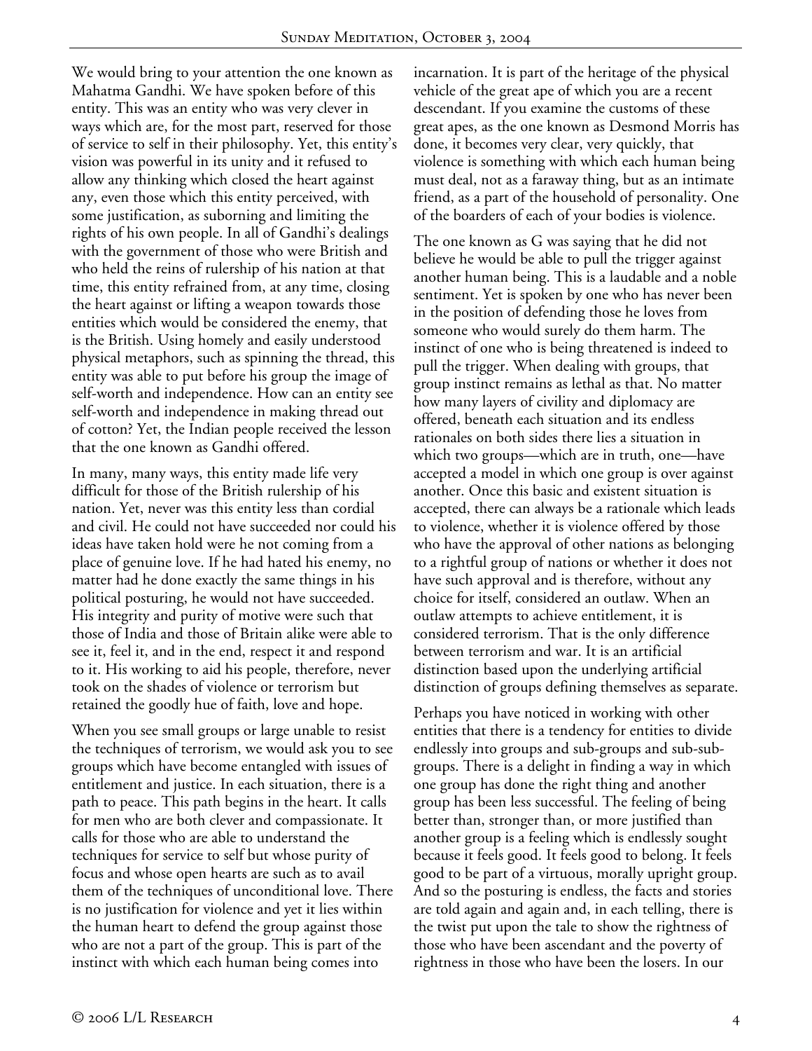We would bring to your attention the one known as Mahatma Gandhi. We have spoken before of this entity. This was an entity who was very clever in ways which are, for the most part, reserved for those of service to self in their philosophy. Yet, this entity's vision was powerful in its unity and it refused to allow any thinking which closed the heart against any, even those which this entity perceived, with some justification, as suborning and limiting the rights of his own people. In all of Gandhi's dealings with the government of those who were British and who held the reins of rulership of his nation at that time, this entity refrained from, at any time, closing the heart against or lifting a weapon towards those entities which would be considered the enemy, that is the British. Using homely and easily understood physical metaphors, such as spinning the thread, this entity was able to put before his group the image of self-worth and independence. How can an entity see self-worth and independence in making thread out of cotton? Yet, the Indian people received the lesson that the one known as Gandhi offered.

In many, many ways, this entity made life very difficult for those of the British rulership of his nation. Yet, never was this entity less than cordial and civil. He could not have succeeded nor could his ideas have taken hold were he not coming from a place of genuine love. If he had hated his enemy, no matter had he done exactly the same things in his political posturing, he would not have succeeded. His integrity and purity of motive were such that those of India and those of Britain alike were able to see it, feel it, and in the end, respect it and respond to it. His working to aid his people, therefore, never took on the shades of violence or terrorism but retained the goodly hue of faith, love and hope.

When you see small groups or large unable to resist the techniques of terrorism, we would ask you to see groups which have become entangled with issues of entitlement and justice. In each situation, there is a path to peace. This path begins in the heart. It calls for men who are both clever and compassionate. It calls for those who are able to understand the techniques for service to self but whose purity of focus and whose open hearts are such as to avail them of the techniques of unconditional love. There is no justification for violence and yet it lies within the human heart to defend the group against those who are not a part of the group. This is part of the instinct with which each human being comes into incarnation. It is part of the heritage of the physical vehicle of the great ape of which you are a recent descendant. If you examine the customs of these great apes, as the one known as Desmond Morris has done, it becomes very clear, very quickly, that violence is something with which each human being must deal, not as a faraway thing, but as an intimate friend, as a part of the household of personality. One of the boarders of each of your bodies is violence.

The one known as G was saying that he did not believe he would be able to pull the trigger against another human being. This is a laudable and a noble sentiment. Yet is spoken by one who has never been in the position of defending those he loves from someone who would surely do them harm. The instinct of one who is being threatened is indeed to pull the trigger. When dealing with groups, that group instinct remains as lethal as that. No matter how many layers of civility and diplomacy are offered, beneath each situation and its endless rationales on both sides there lies a situation in which two groups—which are in truth, one—have accepted a model in which one group is over against another. Once this basic and existent situation is accepted, there can always be a rationale which leads to violence, whether it is violence offered by those who have the approval of other nations as belonging to a rightful group of nations or whether it does not have such approval and is therefore, without any choice for itself, considered an outlaw. When an outlaw attempts to achieve entitlement, it is considered terrorism. That is the only difference between terrorism and war. It is an artificial distinction based upon the underlying artificial distinction of groups defining themselves as separate.

Perhaps you have noticed in working with other entities that there is a tendency for entities to divide endlessly into groups and sub-groups and sub-sub-groups. There is a delight in finding a way in which one group has done the right thing and another group has been less successful. The feeling of being better than, stronger than, or more justified than another group is a feeling which is endlessly sought because it feels good. It feels good to belong. It feels good to be part of a virtuous, morally upright group. And so the posturing is endless, the facts and stories are told again and again and, in each telling, there is the twist put upon the tale to show the rightness of those who have been ascendant and the poverty of rightness in those who have been the losers. In our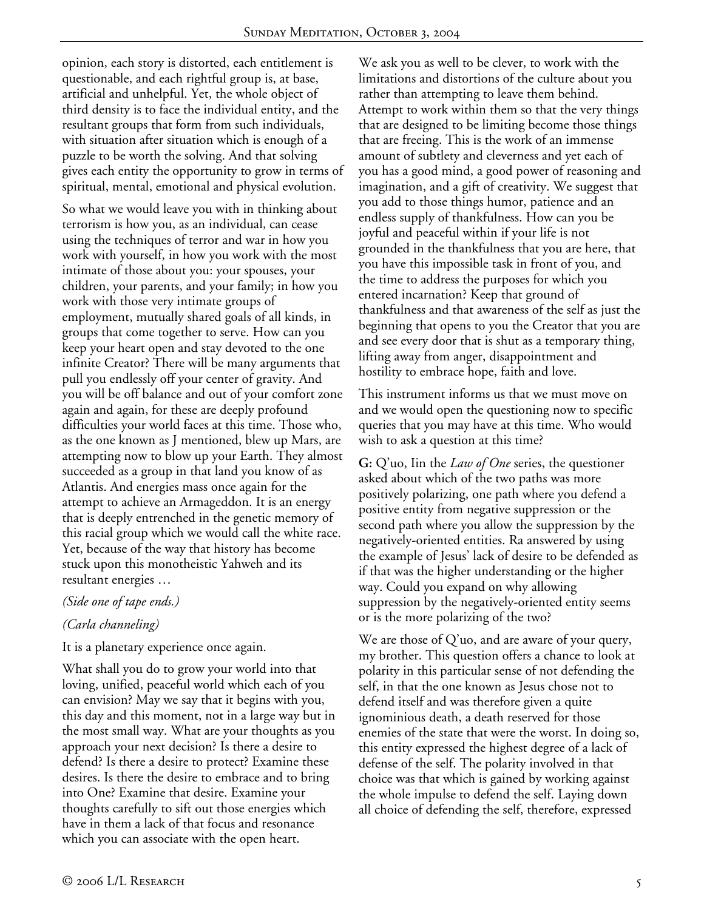opinion, each story is distorted, each entitlement is questionable, and each rightful group is, at base, artificial and unhelpful. Yet, the whole object of third density is to face the individual entity, and the resultant groups that form from such individuals, with situation after situation which is enough of a puzzle to be worth the solving. And that solving gives each entity the opportunity to grow in terms of spiritual, mental, emotional and physical evolution.

So what we would leave you with in thinking about terrorism is how you, as an individual, can cease using the techniques of terror and war in how you work with yourself, in how you work with the most intimate of those about you: your spouses, your children, your parents, and your family; in how you work with those very intimate groups of employment, mutually shared goals of all kinds, in groups that come together to serve. How can you keep your heart open and stay devoted to the one infinite Creator? There will be many arguments that pull you endlessly off your center of gravity. And you will be off balance and out of your comfort zone again and again, for these are deeply profound difficulties your world faces at this time. Those who, as the one known as J mentioned, blew up Mars, are attempting now to blow up your Earth. They almost succeeded as a group in that land you know of as Atlantis. And energies mass once again for the attempt to achieve an Armageddon. It is an energy that is deeply entrenched in the genetic memory of this racial group which we would call the white race. Yet, because of the way that history has become stuck upon this monotheistic Yahweh and its resultant energies …

*(Side one of tape ends.)*

*(Carla channeling)*

It is a planetary experience once again.

What shall you do to grow your world into that loving, unified, peaceful world which each of you can envision? May we say that it begins with you, this day and this moment, not in a large way but in the most small way. What are your thoughts as you approach your next decision? Is there a desire to defend? Is there a desire to protect? Examine these desires. Is there the desire to embrace and to bring into One? Examine that desire. Examine your thoughts carefully to sift out those energies which have in them a lack of that focus and resonance which you can associate with the open heart.

We ask you as well to be clever, to work with the limitations and distortions of the culture about you rather than attempting to leave them behind. Attempt to work within them so that the very things that are designed to be limiting become those things that are freeing. This is the work of an immense amount of subtlety and cleverness and yet each of you has a good mind, a good power of reasoning and imagination, and a gift of creativity. We suggest that you add to those things humor, patience and an endless supply of thankfulness. How can you be joyful and peaceful within if your life is not grounded in the thankfulness that you are here, that you have this impossible task in front of you, and the time to address the purposes for which you entered incarnation? Keep that ground of thankfulness and that awareness of the self as just the beginning that opens to you the Creator that you are and see every door that is shut as a temporary thing, lifting away from anger, disappointment and hostility to embrace hope, faith and love.

This instrument informs us that we must move on and we would open the questioning now to specific queries that you may have at this time. Who would wish to ask a question at this time?

**G:** Q'uo, Iin the *Law of One* series, the questioner asked about which of the two paths was more positively polarizing, one path where you defend a positive entity from negative suppression or the second path where you allow the suppression by the negatively-oriented entities. Ra answered by using the example of Jesus' lack of desire to be defended as if that was the higher understanding or the higher way. Could you expand on why allowing suppression by the negatively-oriented entity seems or is the more polarizing of the two?

We are those of Q'uo, and are aware of your query, my brother. This question offers a chance to look at polarity in this particular sense of not defending the self, in that the one known as Jesus chose not to defend itself and was therefore given a quite ignominious death, a death reserved for those enemies of the state that were the worst. In doing so, this entity expressed the highest degree of a lack of defense of the self. The polarity involved in that choice was that which is gained by working against the whole impulse to defend the self. Laying down all choice of defending the self, therefore, expressed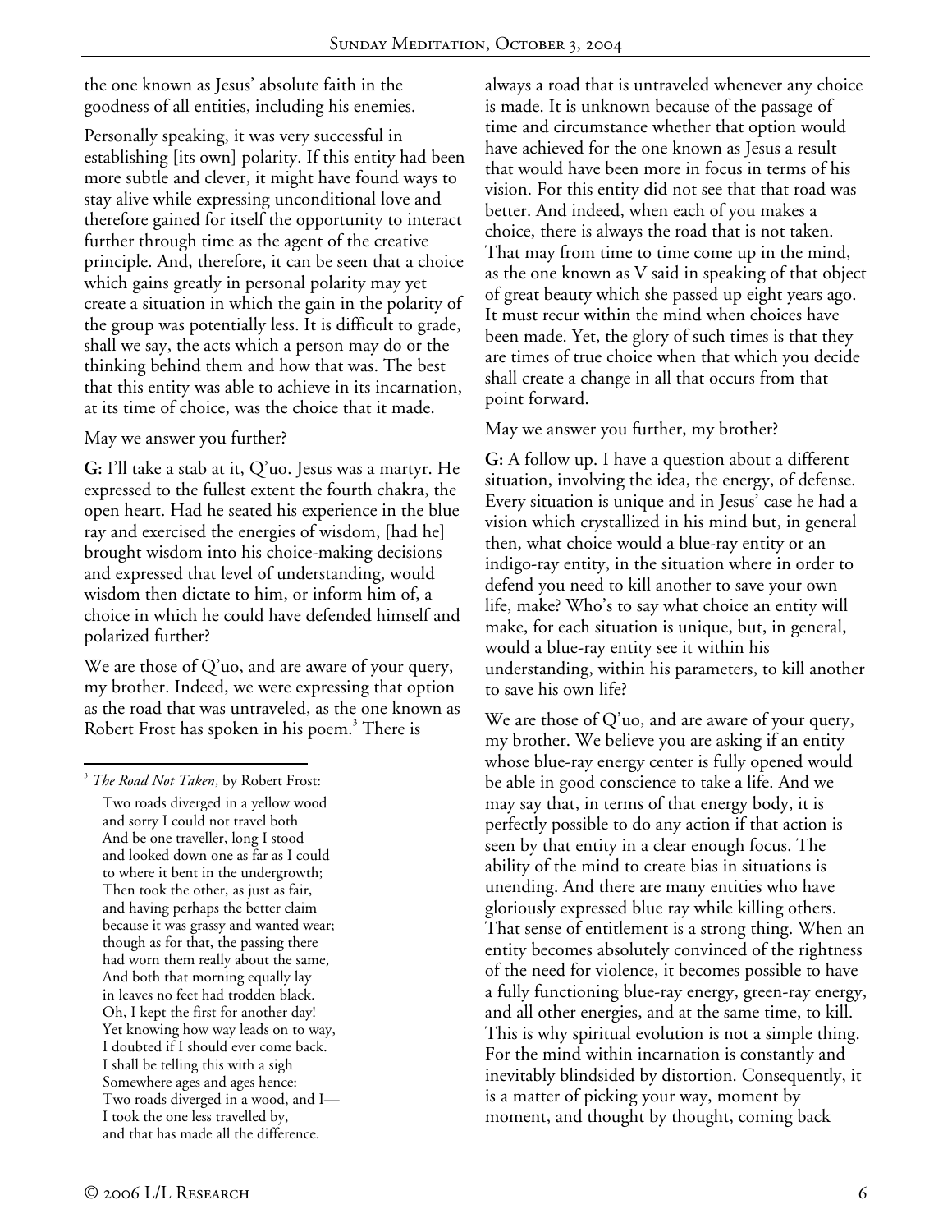the one known as Jesus' absolute faith in the goodness of all entities, including his enemies.

Personally speaking, it was very successful in establishing [its own] polarity. If this entity had been more subtle and clever, it might have found ways to stay alive while expressing unconditional love and therefore gained for itself the opportunity to interact further through time as the agent of the creative principle. And, therefore, it can be seen that a choice which gains greatly in personal polarity may yet create a situation in which the gain in the polarity of the group was potentially less. It is difficult to grade, shall we say, the acts which a person may do or the thinking behind them and how that was. The best that this entity was able to achieve in its incarnation, at its time of choice, was the choice that it made.

May we answer you further?

**G:** I'll take a stab at it, Q'uo. Jesus was a martyr. He expressed to the fullest extent the fourth chakra, the open heart. Had he seated his experience in the blue ray and exercised the energies of wisdom, [had he] brought wisdom into his choice-making decisions and expressed that level of understanding, would wisdom then dictate to him, or inform him of, a choice in which he could have defended himself and polarized further?

We are those of Q'uo, and are aware of your query, my brother. Indeed, we were expressing that option as the road that was untraveled, as the one known as Robert Frost has spoken in his poem.[3] There is always a road that is untraveled whenever any choice is made. It is unknown because of the passage of time and circumstance whether that option would have achieved for the one known as Jesus a result that would have been more in focus in terms of his vision. For this entity did not see that that road was better. And indeed, when each of you makes a choice, there is always the road that is not taken. That may from time to time come up in the mind, as the one known as V said in speaking of that object of great beauty which she passed up eight years ago. It must recur within the mind when choices have been made. Yet, the glory of such times is that they are times of true choice when that which you decide shall create a change in all that occurs from that point forward.

May we answer you further, my brother?

**G:** A follow up. I have a question about a different situation, involving the idea, the energy, of defense. Every situation is unique and in Jesus' case he had a vision which crystallized in his mind but, in general then, what choice would a blue-ray entity or an indigo-ray entity, in the situation where in order to defend you need to kill another to save your own life, make? Who's to say what choice an entity will make, for each situation is unique, but, in general, would a blue-ray entity see it within his understanding, within his parameters, to kill another to save his own life?

We are those of Q'uo, and are aware of your query, my brother. We believe you are asking if an entity whose blue-ray energy center is fully opened would be able in good conscience to take a life. And we may say that, in terms of that energy body, it is perfectly possible to do any action if that action is seen by that entity in a clear enough focus. The ability of the mind to create bias in situations is unending. And there are many entities who have gloriously expressed blue ray while killing others. That sense of entitlement is a strong thing. When an entity becomes absolutely convinced of the rightness of the need for violence, it becomes possible to have a fully functioning blue-ray energy, green-ray energy, and all other energies, and at the same time, to kill. This is why spiritual evolution is not a simple thing. For the mind within incarnation is constantly and inevitably blindsided by distortion. Consequently, it is a matter of picking your way, moment by moment, and thought by thought, coming back

---

[3] *The Road Not Taken*, by Robert Frost:

Two roads diverged in a yellow wood  
and sorry I could not travel both  
And be one traveller, long I stood  
and looked down one as far as I could  
to where it bent in the undergrowth;  
Then took the other, as just as fair,  
and having perhaps the better claim  
because it was grassy and wanted wear;  
though as for that, the passing there  
had worn them really about the same,  
And both that morning equally lay  
in leaves no feet had trodden black.  
Oh, I kept the first for another day!  
Yet knowing how way leads on to way,  
I doubted if I should ever come back.  
I shall be telling this with a sigh  
Somewhere ages and ages hence:  
Two roads diverged in a wood, and I—  
I took the one less travelled by,  
and that has made all the difference.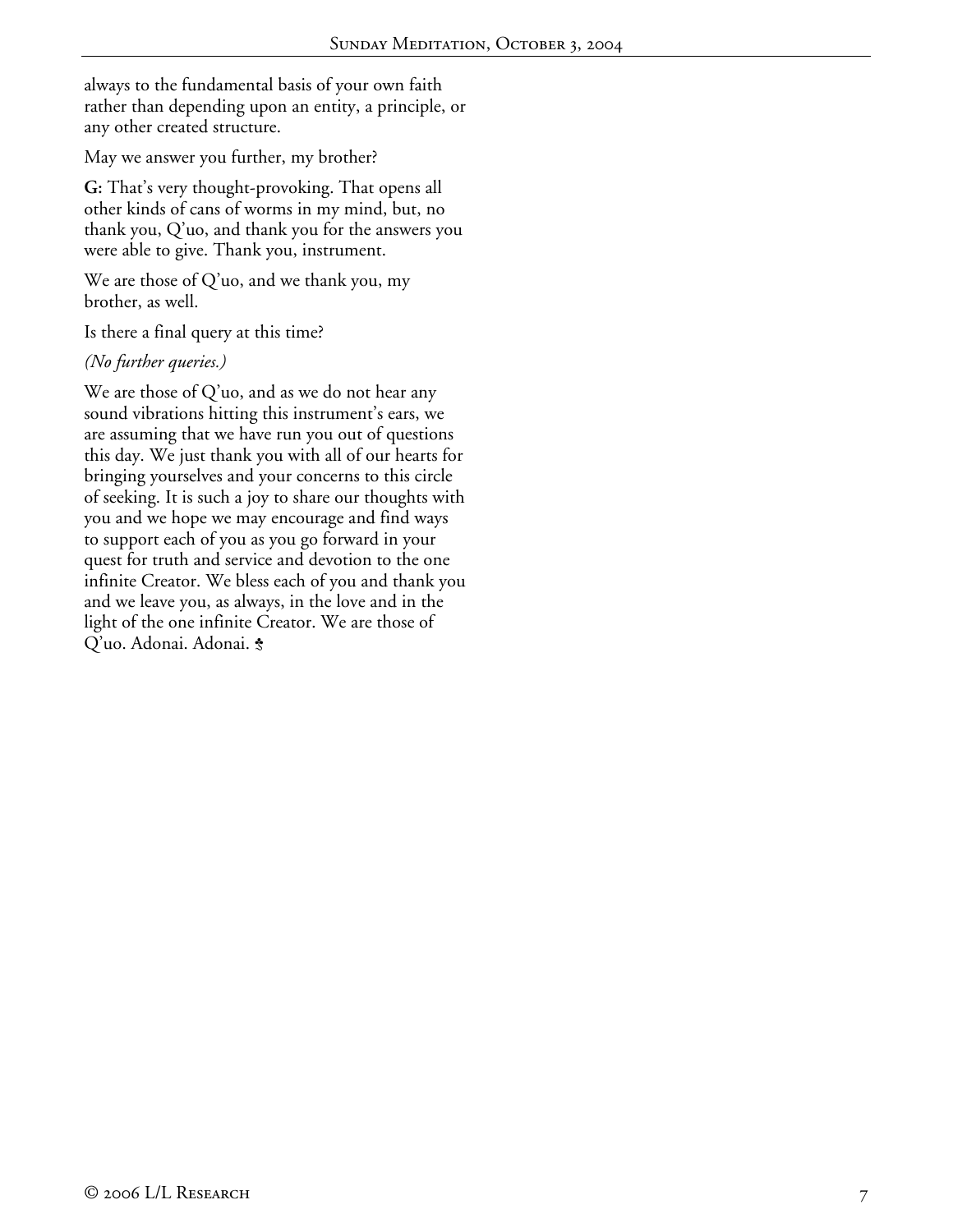always to the fundamental basis of your own faith rather than depending upon an entity, a principle, or any other created structure.

May we answer you further, my brother?

**G:** That's very thought-provoking. That opens all other kinds of cans of worms in my mind, but, no thank you, Q'uo, and thank you for the answers you were able to give. Thank you, instrument.

We are those of Q'uo, and we thank you, my brother, as well.

Is there a final query at this time?

*(No further queries.)*

We are those of Q'uo, and as we do not hear any sound vibrations hitting this instrument's ears, we are assuming that we have run you out of questions this day. We just thank you with all of our hearts for bringing yourselves and your concerns to this circle of seeking. It is such a joy to share our thoughts with you and we hope we may encourage and find ways to support each of you as you go forward in your quest for truth and service and devotion to the one infinite Creator. We bless each of you and thank you and we leave you, as always, in the love and in the light of the one infinite Creator. We are those of Q'uo. Adonai. Adonai.